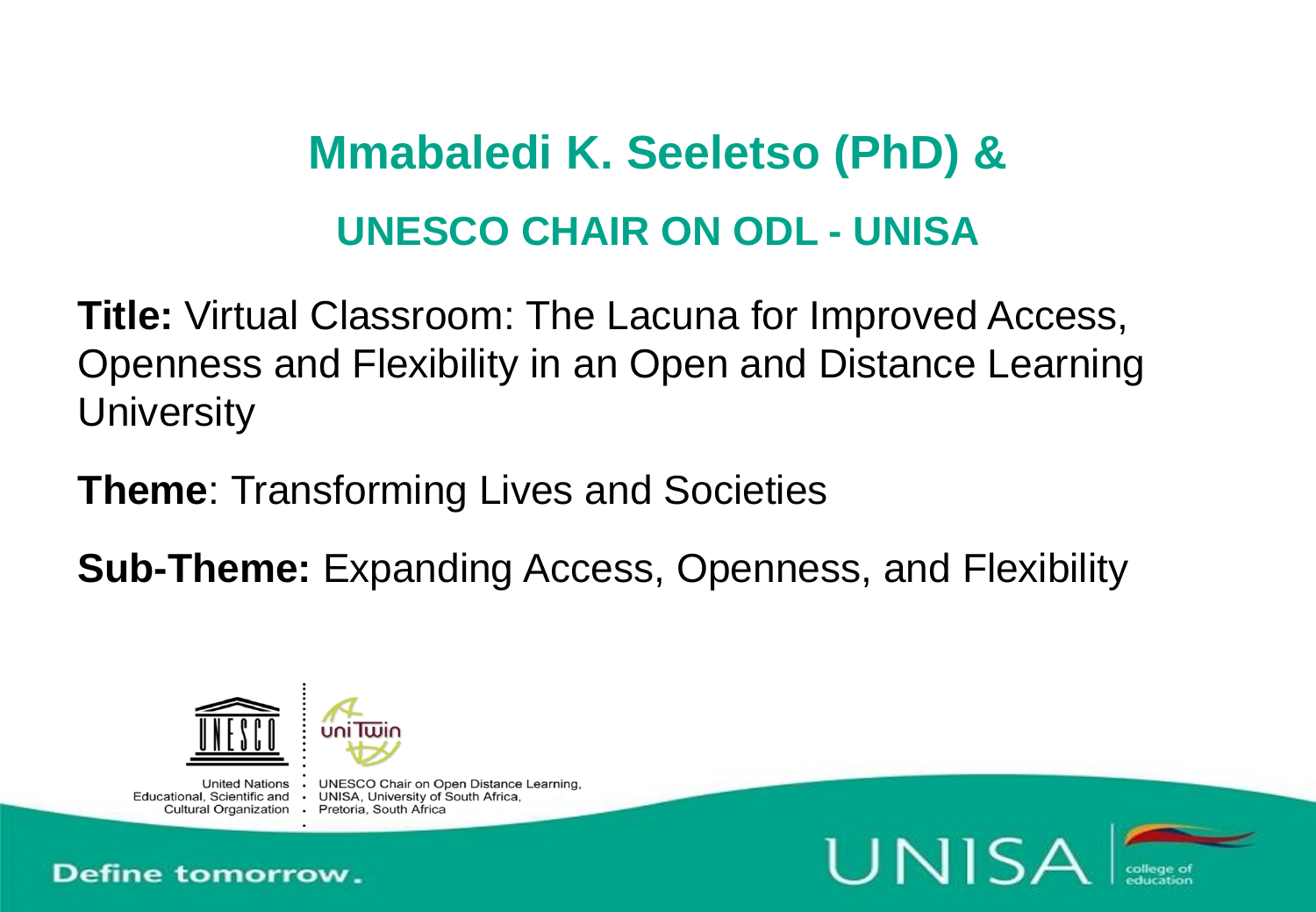# Mmabaledi K. Seeletso (PhD) &

## UNESCO CHAIR ON ODL - UNISA

**Title:** Virtual Classroom: The Lacuna for Improved Access, Openness and Flexibility in an Open and Distance Learning University

**Theme**: Transforming Lives and Societies

**Sub-Theme:** Expanding Access, Openness, and Flexibility

United Nations Educational, Scientific and Cultural Organization

UNESCO Chair on Open Distance Learning, UNISA, University of South Africa, Pretoria, South Africa

Define tomorrow.

UNISA college of education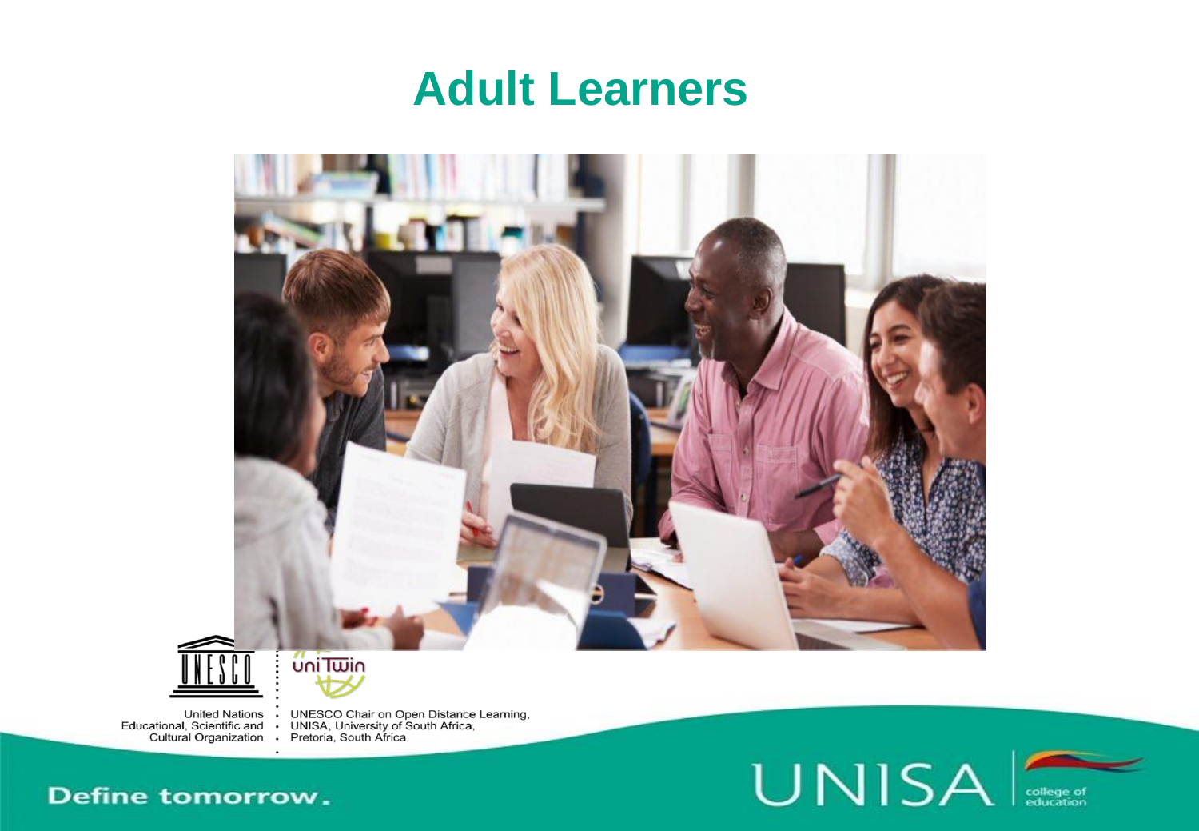# Adult Learners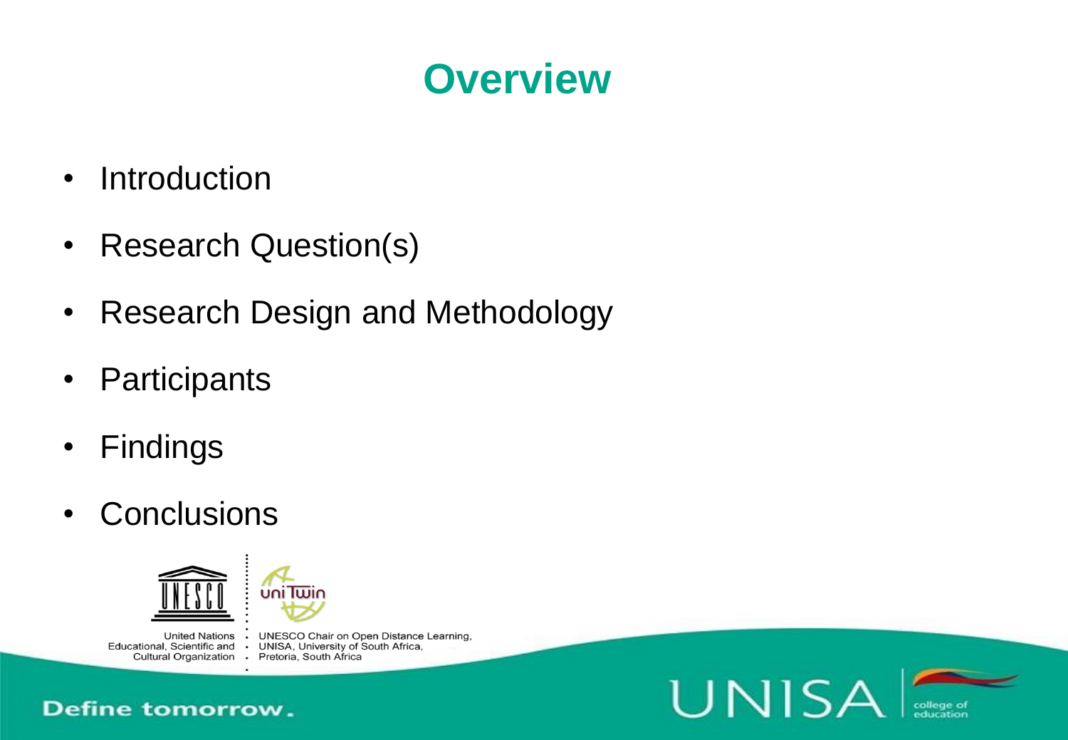# Overview

- Introduction
- Research Question(s)
- Research Design and Methodology
- Participants
- Findings
- Conclusions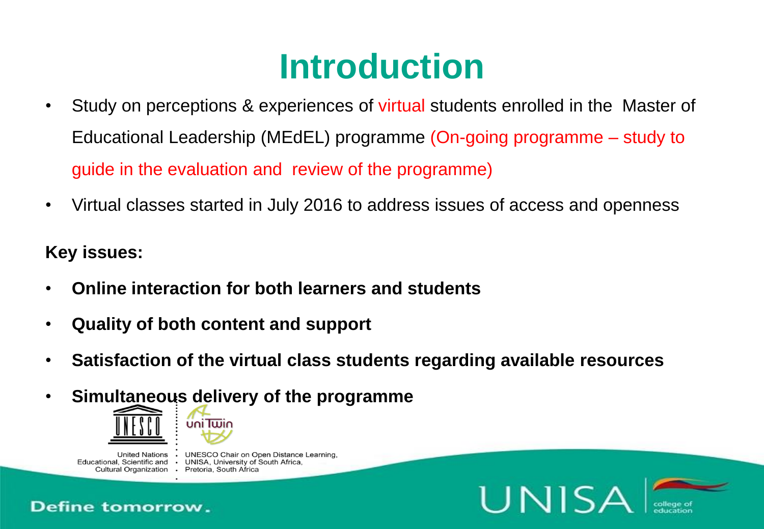# Introduction

- Study on perceptions & experiences of virtual students enrolled in the Master of Educational Leadership (MEdEL) programme (On-going programme – study to guide in the evaluation and review of the programme)
- Virtual classes started in July 2016 to address issues of access and openness

**Key issues:**

- **Online interaction for both learners and students**
- **Quality of both content and support**
- **Satisfaction of the virtual class students regarding available resources**
- **Simultaneous delivery of the programme**

United Nations Educational, Scientific and Cultural Organization

UNESCO Chair on Open Distance Learning, UNISA, University of South Africa, Pretoria, South Africa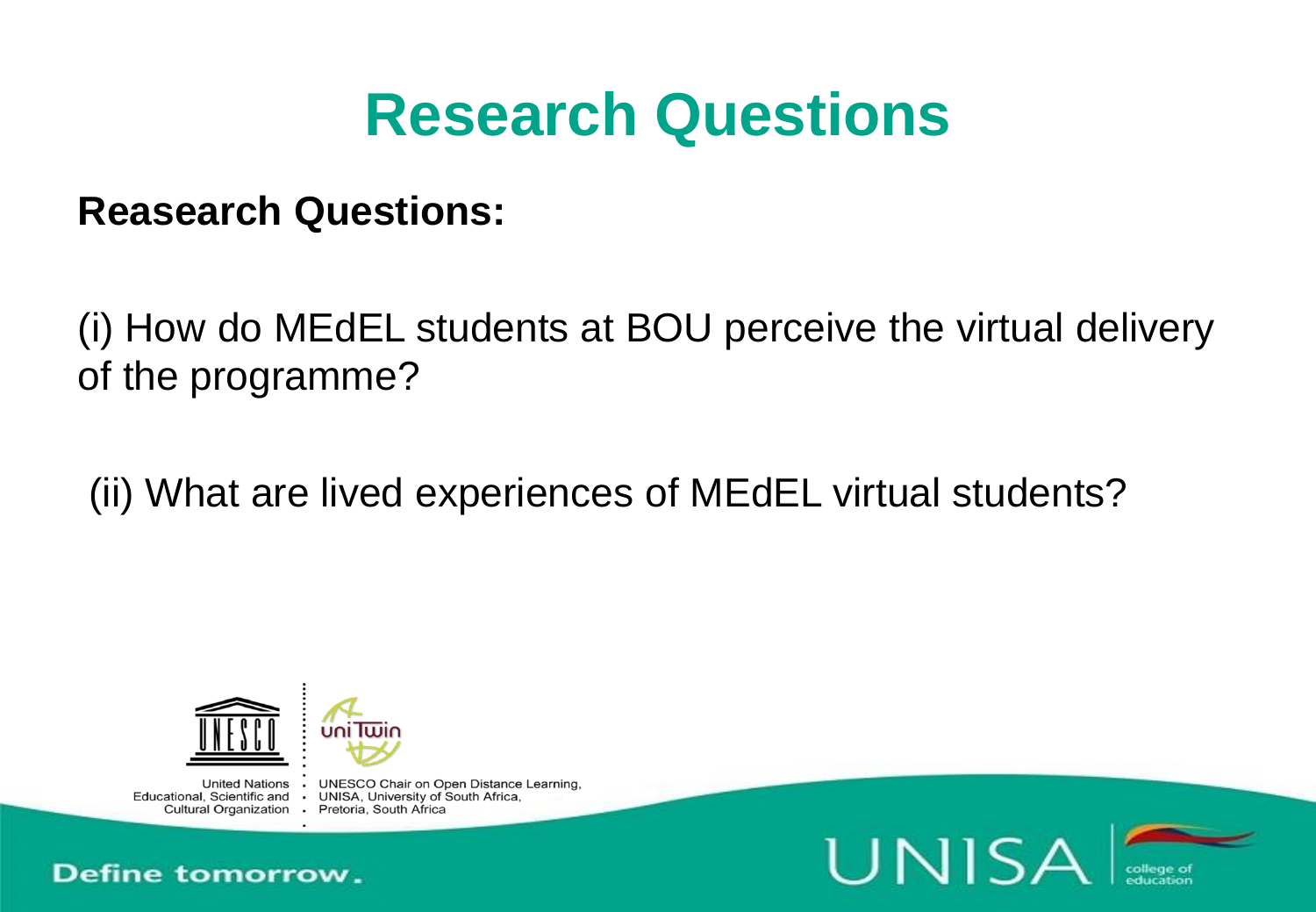# Research Questions

**Reasearch Questions:**

(i) How do MEdEL students at BOU perceive the virtual delivery of the programme?

(ii) What are lived experiences of MEdEL virtual students?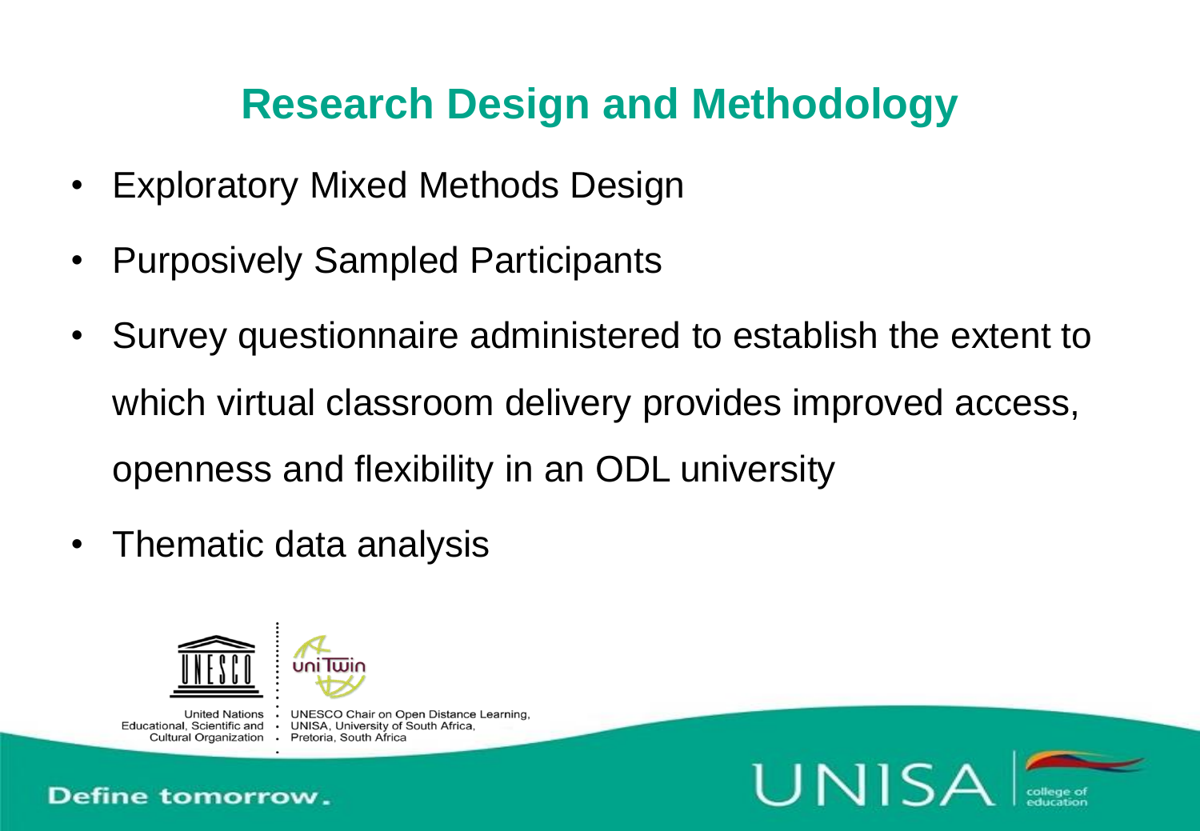# Research Design and Methodology

- Exploratory Mixed Methods Design
- Purposively Sampled Participants
- Survey questionnaire administered to establish the extent to which virtual classroom delivery provides improved access, openness and flexibility in an ODL university
- Thematic data analysis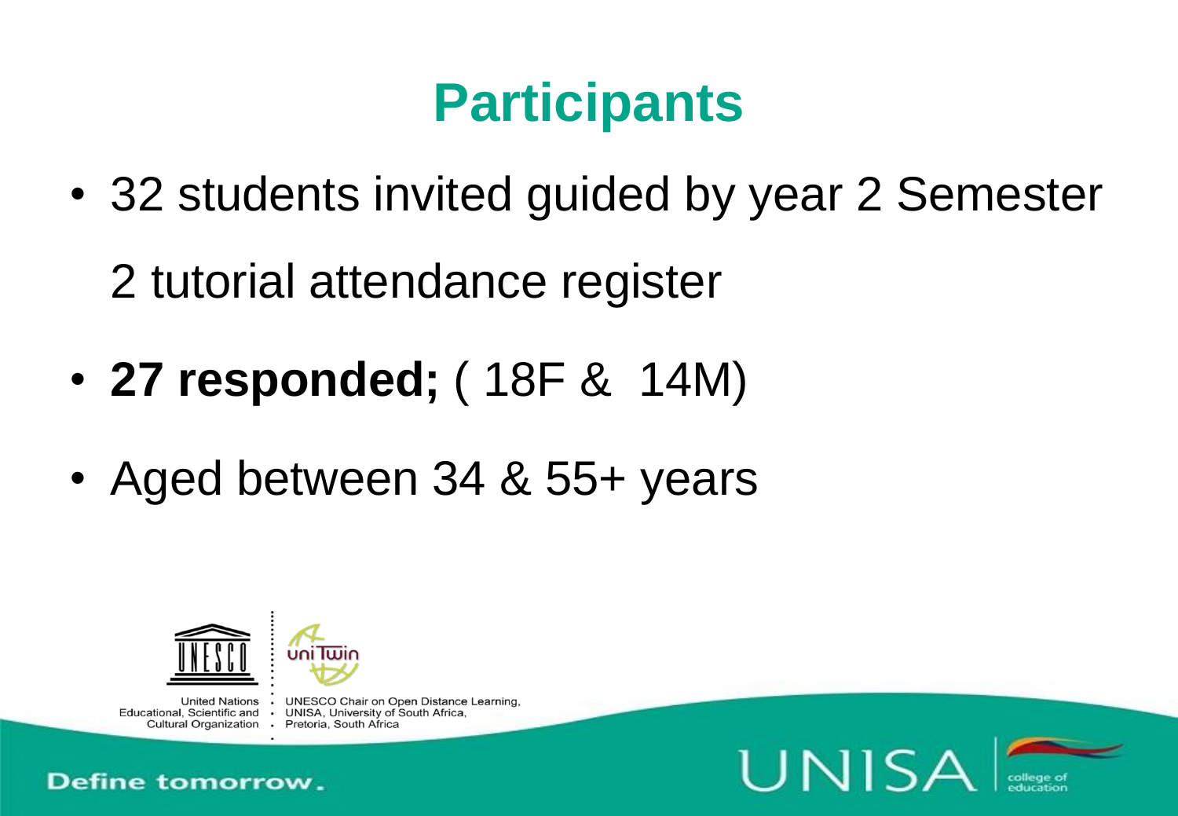# Participants

- 32 students invited guided by year 2 Semester 2 tutorial attendance register
- **27 responded;** ( 18F & 14M)
- Aged between 34 & 55+ years

United Nations Educational, Scientific and Cultural Organization · UNESCO Chair on Open Distance Learning, UNISA, University of South Africa, Pretoria, South Africa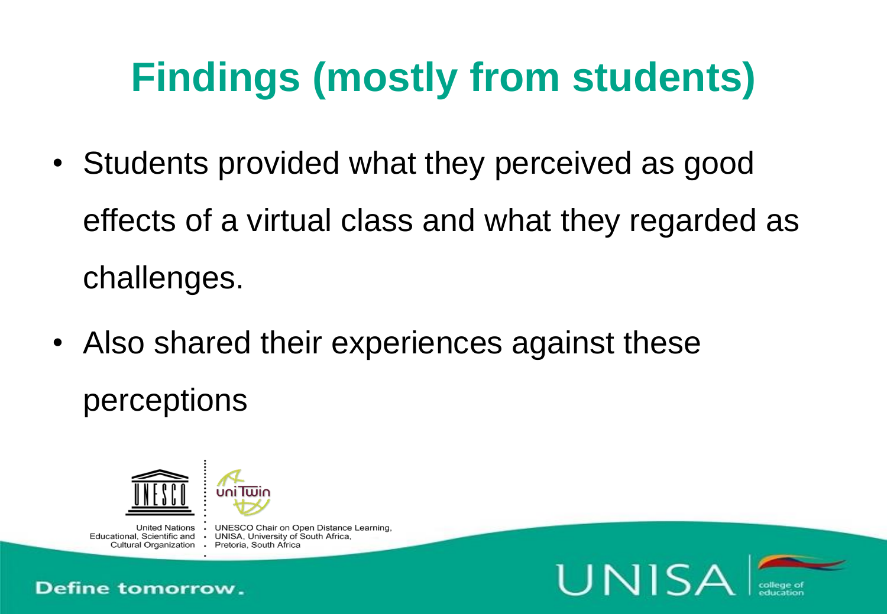# Findings (mostly from students)

- Students provided what they perceived as good effects of a virtual class and what they regarded as challenges.
- Also shared their experiences against these perceptions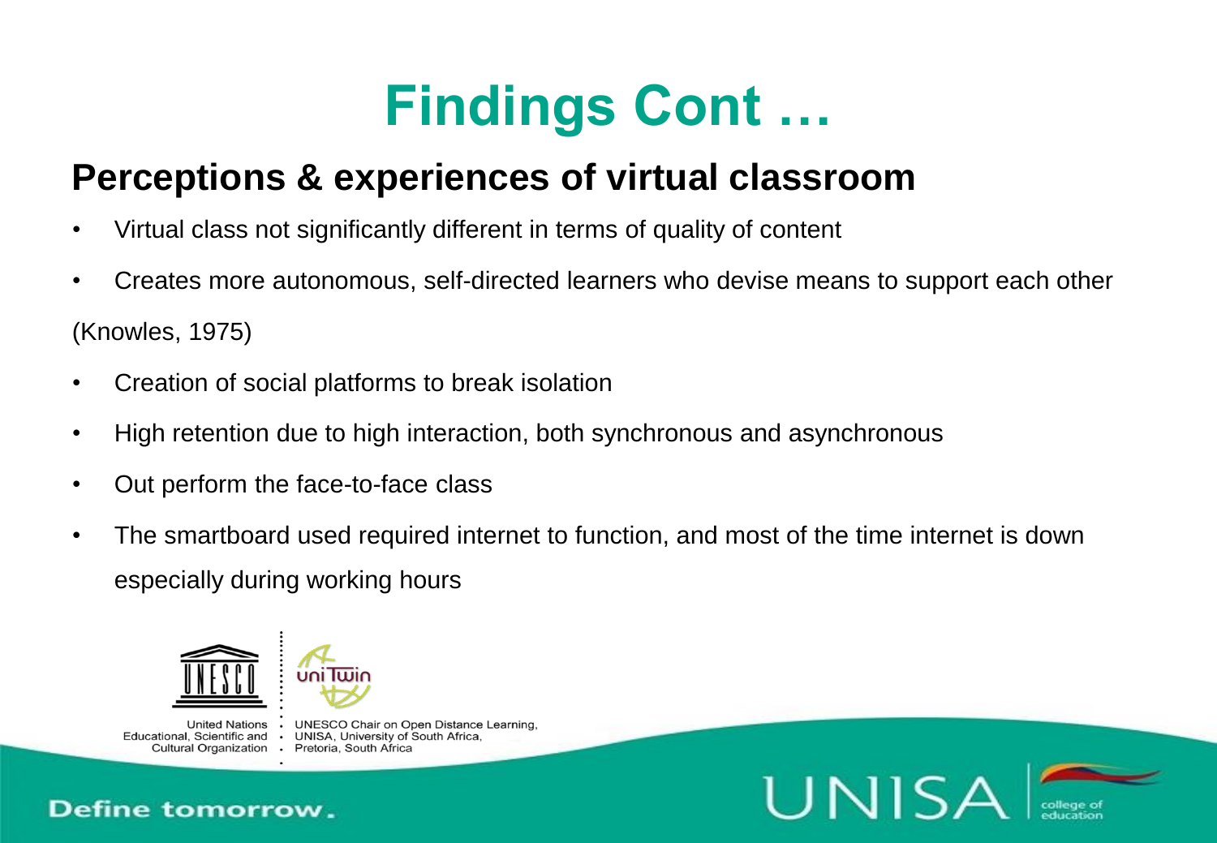# Findings Cont …

## Perceptions & experiences of virtual classroom

- Virtual class not significantly different in terms of quality of content
- Creates more autonomous, self-directed learners who devise means to support each other

(Knowles, 1975)

- Creation of social platforms to break isolation
- High retention due to high interaction, both synchronous and asynchronous
- Out perform the face-to-face class
- The smartboard used required internet to function, and most of the time internet is down especially during working hours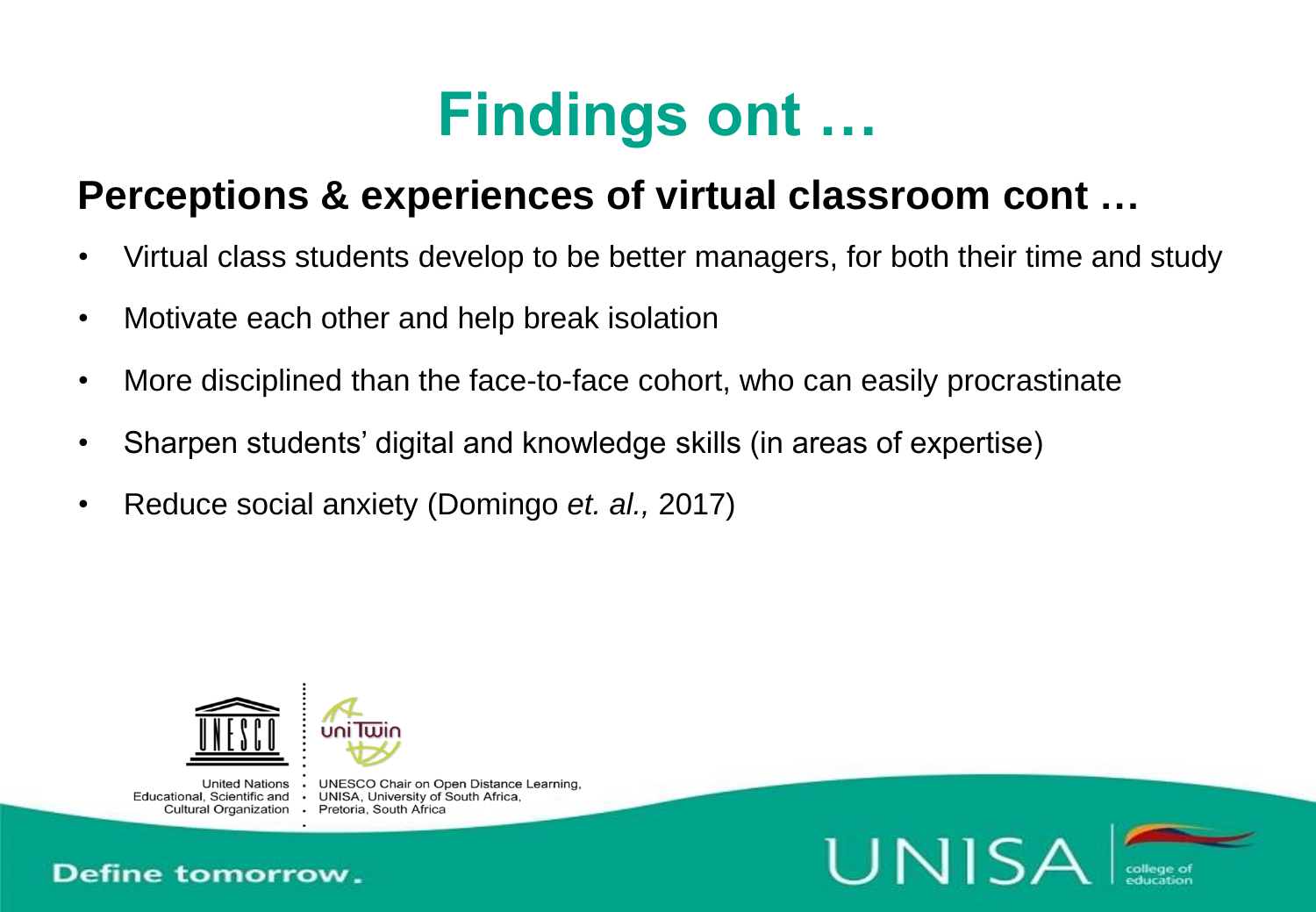# Findings ont …

## Perceptions & experiences of virtual classroom cont …

- Virtual class students develop to be better managers, for both their time and study
- Motivate each other and help break isolation
- More disciplined than the face-to-face cohort, who can easily procrastinate
- Sharpen students' digital and knowledge skills (in areas of expertise)
- Reduce social anxiety (Domingo *et. al.,* 2017)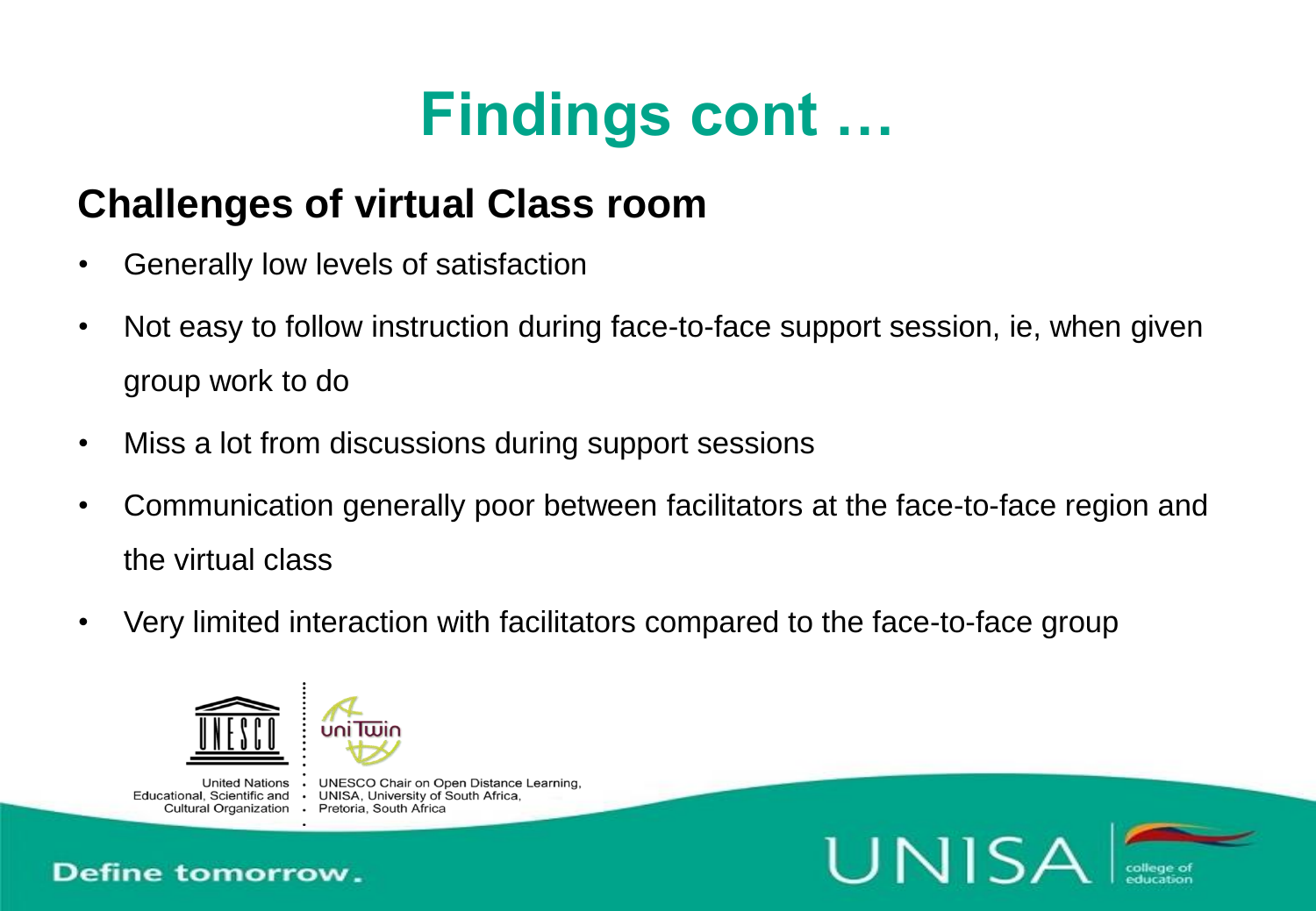# Findings cont …

## Challenges of virtual Class room

- Generally low levels of satisfaction
- Not easy to follow instruction during face-to-face support session, ie, when given group work to do
- Miss a lot from discussions during support sessions
- Communication generally poor between facilitators at the face-to-face region and the virtual class
- Very limited interaction with facilitators compared to the face-to-face group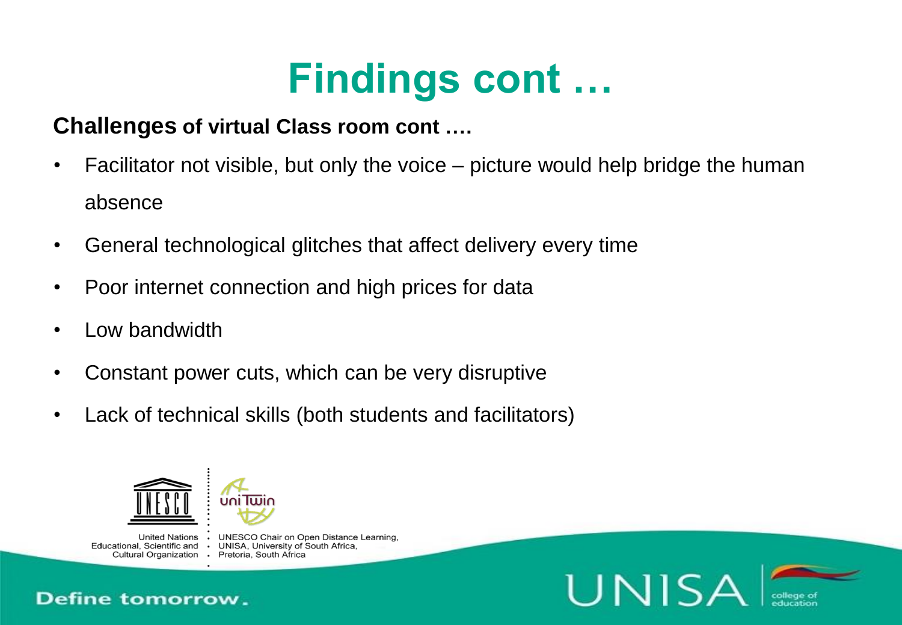# Findings cont …

**Challenges of virtual Class room cont ….**

- Facilitator not visible, but only the voice – picture would help bridge the human absence
- General technological glitches that affect delivery every time
- Poor internet connection and high prices for data
- Low bandwidth
- Constant power cuts, which can be very disruptive
- Lack of technical skills (both students and facilitators)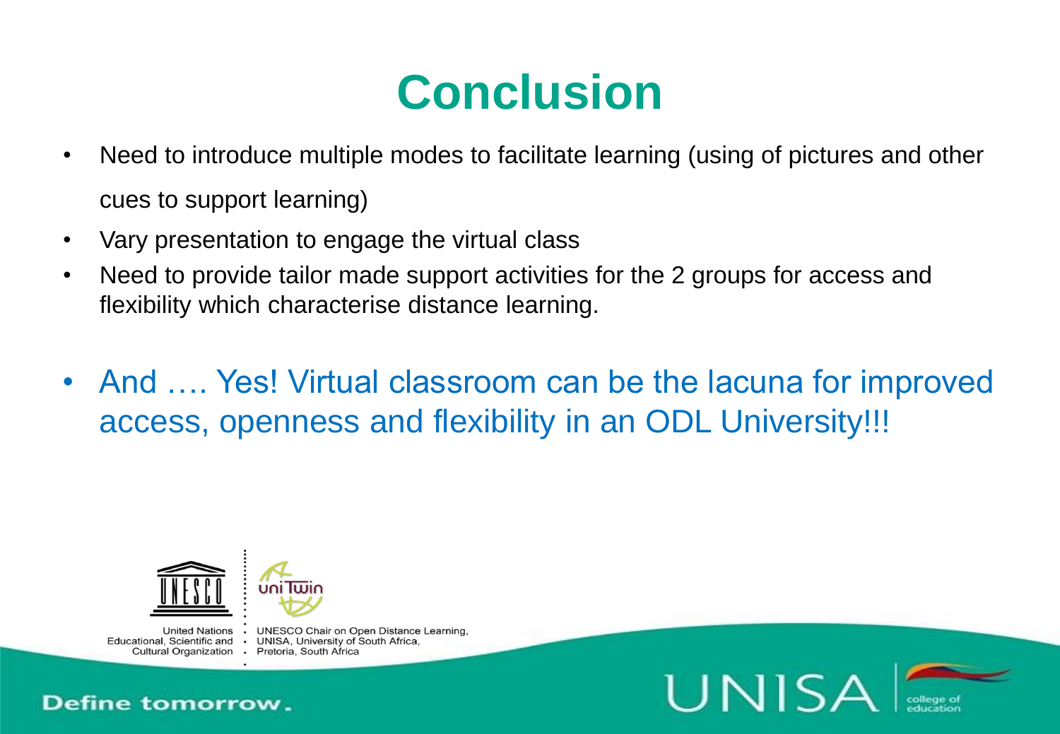# Conclusion

- Need to introduce multiple modes to facilitate learning (using of pictures and other cues to support learning)
- Vary presentation to engage the virtual class
- Need to provide tailor made support activities for the 2 groups for access and flexibility which characterise distance learning.
- And …. Yes! Virtual classroom can be the lacuna for improved access, openness and flexibility in an ODL University!!!

United Nations Educational, Scientific and Cultural Organization

UNESCO Chair on Open Distance Learning, UNISA, University of South Africa, Pretoria, South Africa

Define tomorrow.

UNISA college of education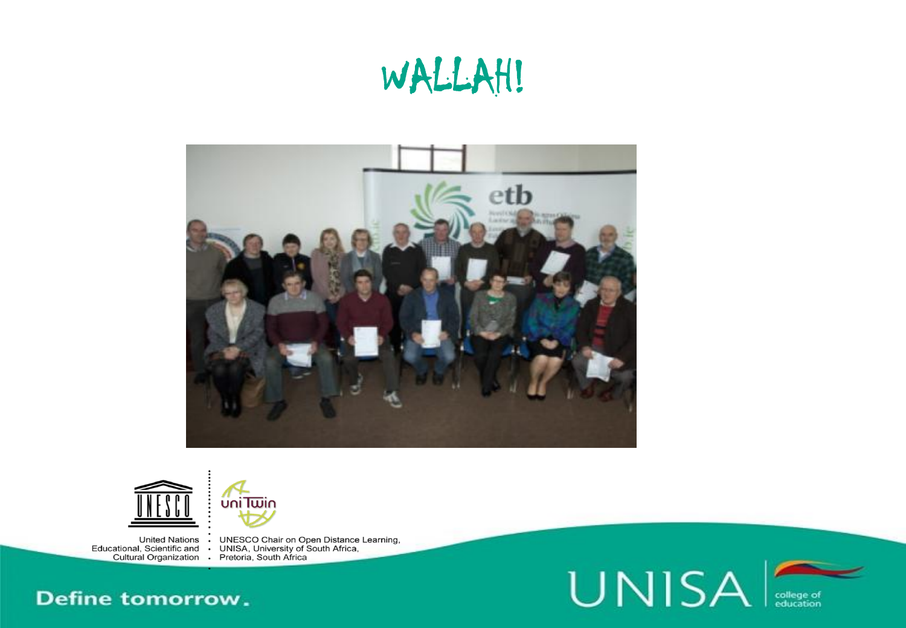# WALLAH!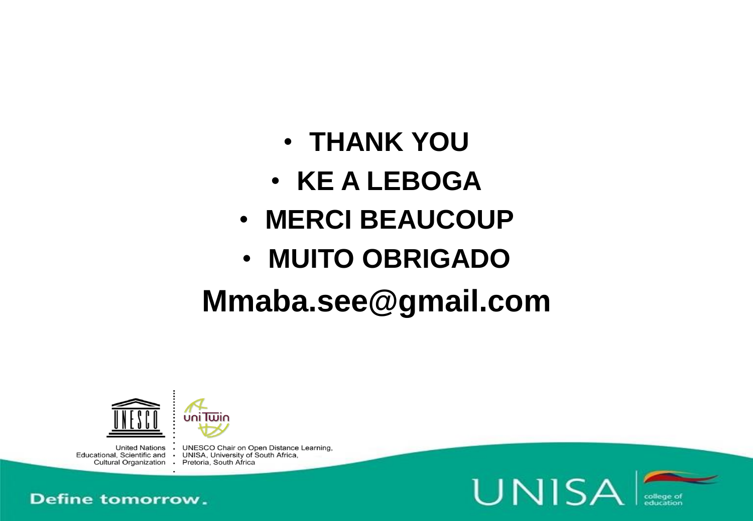- **THANK YOU**
- **KE A LEBOGA**
- **MERCI BEAUCOUP**
- **MUITO OBRIGADO**

**Mmaba.see@gmail.com**

United Nations Educational, Scientific and Cultural Organization

UNESCO Chair on Open Distance Learning, UNISA, University of South Africa, Pretoria, South Africa

Define tomorrow.

UNISA college of education